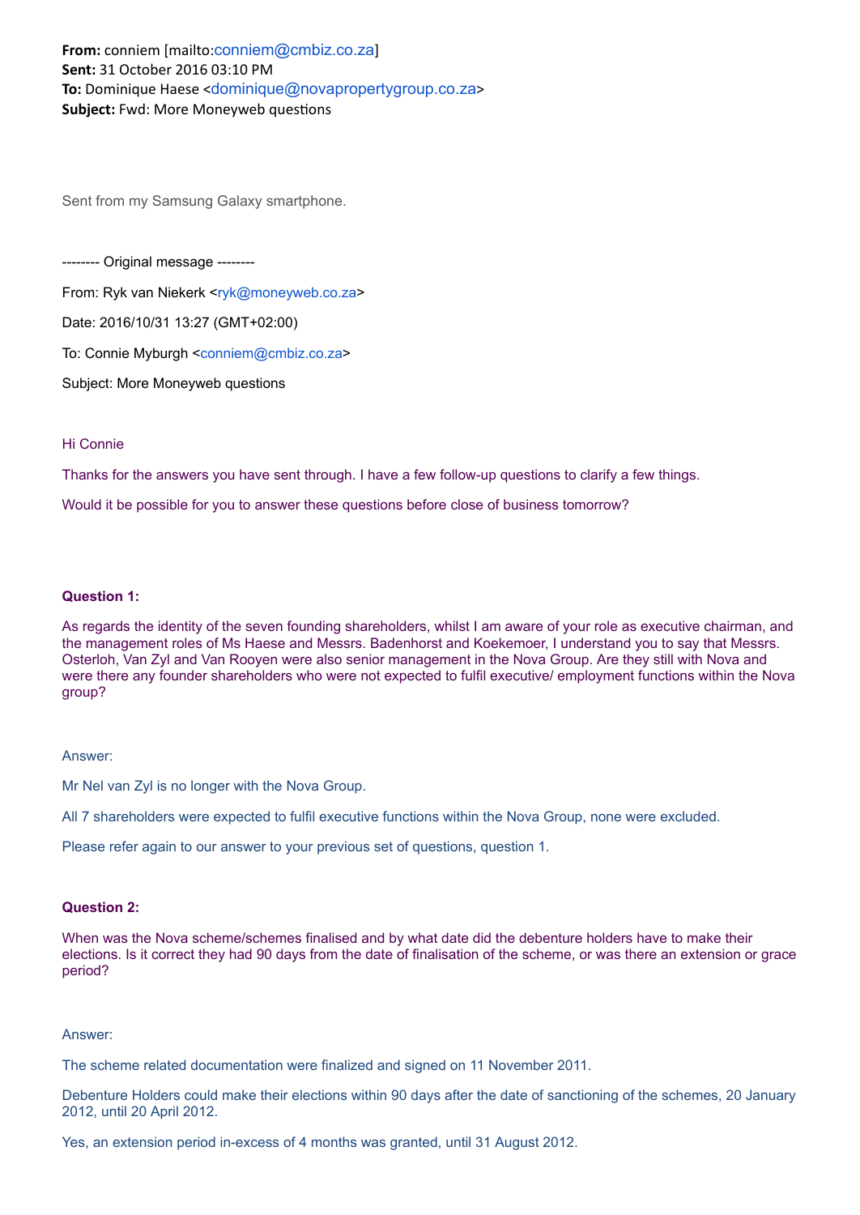**From:** conniem [mailto:conniem@cmbiz.co.za]
**Sent:** 31 October 2016 03:10 PM
**To:** Dominique Haese <dominique@novapropertygroup.co.za>
**Subject:** Fwd: More Moneyweb questions

Sent from my Samsung Galaxy smartphone.

-------- Original message --------

From: Ryk van Niekerk <ryk@moneyweb.co.za>

Date: 2016/10/31 13:27 (GMT+02:00)

To: Connie Myburgh <conniem@cmbiz.co.za>

Subject: More Moneyweb questions

Hi Connie

Thanks for the answers you have sent through. I have a few follow-up questions to clarify a few things.

Would it be possible for you to answer these questions before close of business tomorrow?

**Question 1:**

As regards the identity of the seven founding shareholders, whilst I am aware of your role as executive chairman, and the management roles of Ms Haese and Messrs. Badenhorst and Koekemoer, I understand you to say that Messrs. Osterloh, Van Zyl and Van Rooyen were also senior management in the Nova Group. Are they still with Nova and were there any founder shareholders who were not expected to fulfil executive/ employment functions within the Nova group?

Answer:

Mr Nel van Zyl is no longer with the Nova Group.

All 7 shareholders were expected to fulfil executive functions within the Nova Group, none were excluded.

Please refer again to our answer to your previous set of questions, question 1.

**Question 2:**

When was the Nova scheme/schemes finalised and by what date did the debenture holders have to make their elections. Is it correct they had 90 days from the date of finalisation of the scheme, or was there an extension or grace period?

Answer:

The scheme related documentation were finalized and signed on 11 November 2011.

Debenture Holders could make their elections within 90 days after the date of sanctioning of the schemes, 20 January 2012, until 20 April 2012.

Yes, an extension period in-excess of 4 months was granted, until 31 August 2012.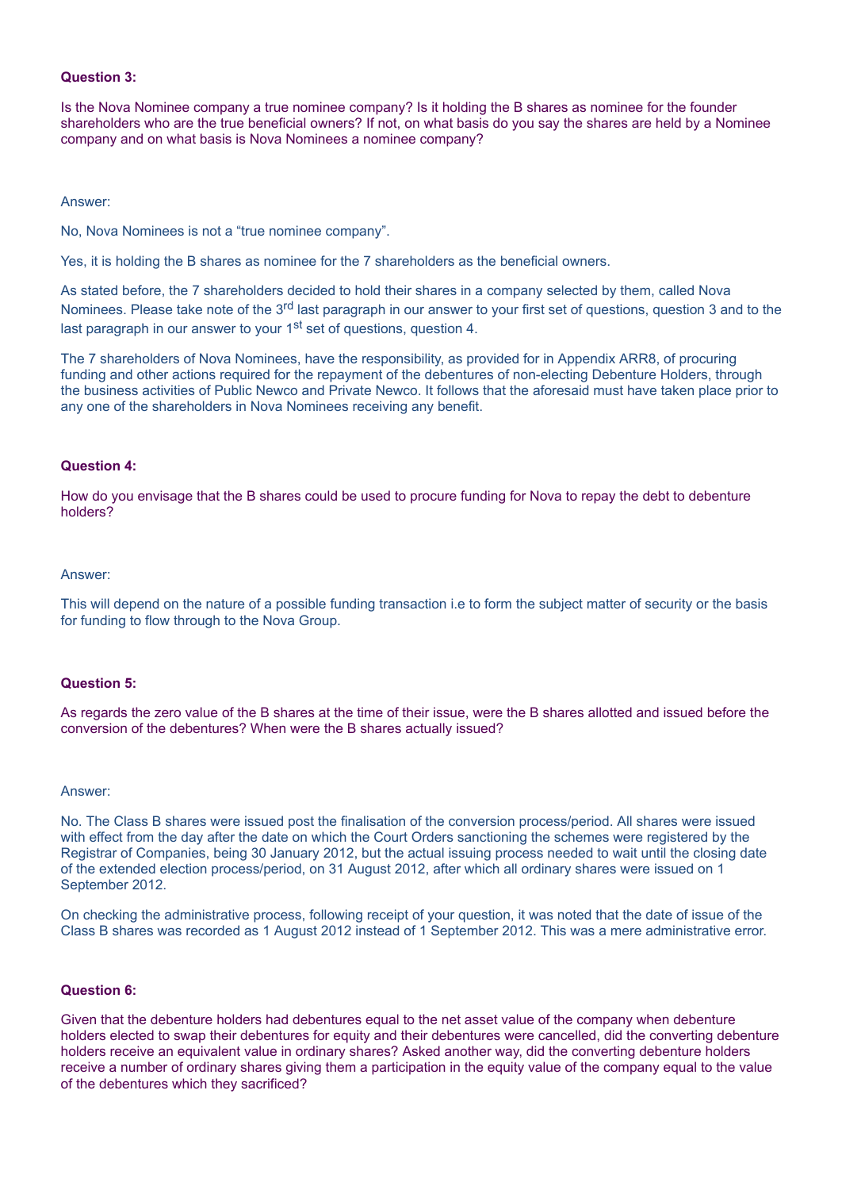**Question 3:**

Is the Nova Nominee company a true nominee company? Is it holding the B shares as nominee for the founder shareholders who are the true beneficial owners? If not, on what basis do you say the shares are held by a Nominee company and on what basis is Nova Nominees a nominee company?

Answer:

No, Nova Nominees is not a "true nominee company".

Yes, it is holding the B shares as nominee for the 7 shareholders as the beneficial owners.

As stated before, the 7 shareholders decided to hold their shares in a company selected by them, called Nova Nominees. Please take note of the 3rd last paragraph in our answer to your first set of questions, question 3 and to the last paragraph in our answer to your 1st set of questions, question 4.

The 7 shareholders of Nova Nominees, have the responsibility, as provided for in Appendix ARR8, of procuring funding and other actions required for the repayment of the debentures of non-electing Debenture Holders, through the business activities of Public Newco and Private Newco. It follows that the aforesaid must have taken place prior to any one of the shareholders in Nova Nominees receiving any benefit.

**Question 4:**

How do you envisage that the B shares could be used to procure funding for Nova to repay the debt to debenture holders?

Answer:

This will depend on the nature of a possible funding transaction i.e to form the subject matter of security or the basis for funding to flow through to the Nova Group.

**Question 5:**

As regards the zero value of the B shares at the time of their issue, were the B shares allotted and issued before the conversion of the debentures? When were the B shares actually issued?

Answer:

No. The Class B shares were issued post the finalisation of the conversion process/period. All shares were issued with effect from the day after the date on which the Court Orders sanctioning the schemes were registered by the Registrar of Companies, being 30 January 2012, but the actual issuing process needed to wait until the closing date of the extended election process/period, on 31 August 2012, after which all ordinary shares were issued on 1 September 2012.

On checking the administrative process, following receipt of your question, it was noted that the date of issue of the Class B shares was recorded as 1 August 2012 instead of 1 September 2012. This was a mere administrative error.

**Question 6:**

Given that the debenture holders had debentures equal to the net asset value of the company when debenture holders elected to swap their debentures for equity and their debentures were cancelled, did the converting debenture holders receive an equivalent value in ordinary shares? Asked another way, did the converting debenture holders receive a number of ordinary shares giving them a participation in the equity value of the company equal to the value of the debentures which they sacrificed?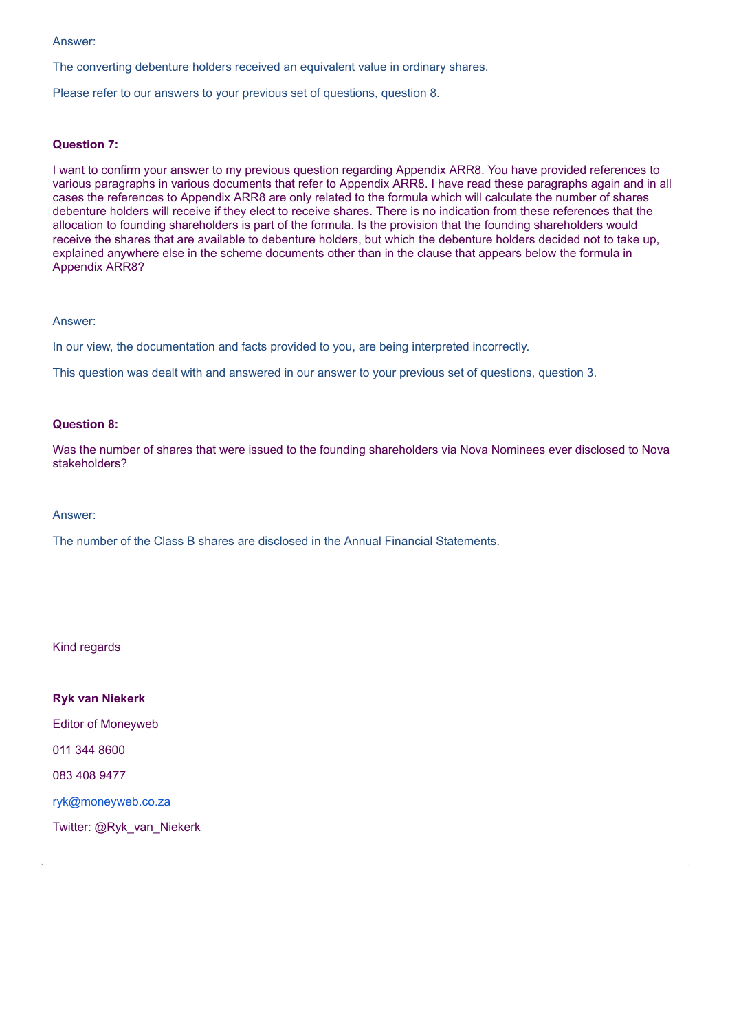Answer:

The converting debenture holders received an equivalent value in ordinary shares.

Please refer to our answers to your previous set of questions, question 8.

**Question 7:**

I want to confirm your answer to my previous question regarding Appendix ARR8. You have provided references to various paragraphs in various documents that refer to Appendix ARR8. I have read these paragraphs again and in all cases the references to Appendix ARR8 are only related to the formula which will calculate the number of shares debenture holders will receive if they elect to receive shares. There is no indication from these references that the allocation to founding shareholders is part of the formula. Is the provision that the founding shareholders would receive the shares that are available to debenture holders, but which the debenture holders decided not to take up, explained anywhere else in the scheme documents other than in the clause that appears below the formula in Appendix ARR8?

Answer:

In our view, the documentation and facts provided to you, are being interpreted incorrectly.

This question was dealt with and answered in our answer to your previous set of questions, question 3.

**Question 8:**

Was the number of shares that were issued to the founding shareholders via Nova Nominees ever disclosed to Nova stakeholders?

Answer:

The number of the Class B shares are disclosed in the Annual Financial Statements.

Kind regards

**Ryk van Niekerk**

Editor of Moneyweb

011 344 8600

083 408 9477

ryk@moneyweb.co.za

Twitter: @Ryk_van_Niekerk